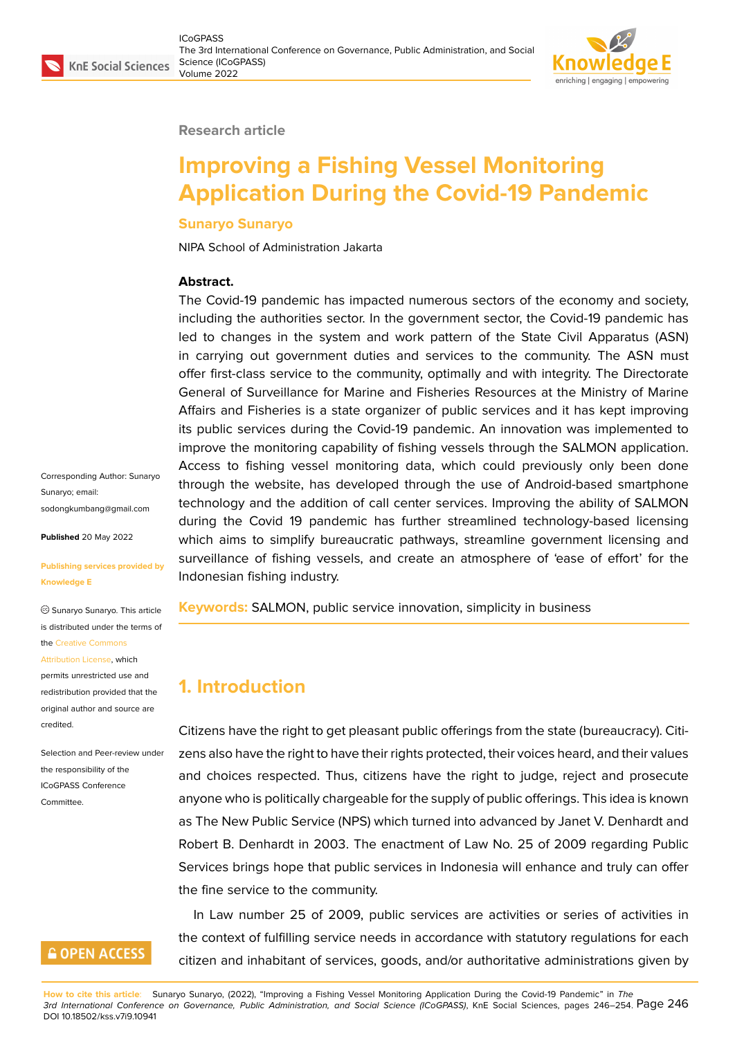Research article

# Improving a Fishing Vessel Monitoring Application During the Covid-19 Pandemic

**Sunaryo Sunaryo**

NIPA School of Administration Jakarta

**Abstract.**
The Covid-19 pandemic has impacted numerous sectors of the economy and society, including the authorities sector. In the government sector, the Covid-19 pandemic has led to changes in the system and work pattern of the State Civil Apparatus (ASN) in carrying out government duties and services to the community. The ASN must offer first-class service to the community, optimally and with integrity. The Directorate General of Surveillance for Marine and Fisheries Resources at the Ministry of Marine Affairs and Fisheries is a state organizer of public services and it has kept improving its public services during the Covid-19 pandemic. An innovation was implemented to improve the monitoring capability of fishing vessels through the SALMON application. Access to fishing vessel monitoring data, which could previously only been done through the website, has developed through the use of Android-based smartphone technology and the addition of call center services. Improving the ability of SALMON during the Covid 19 pandemic has further streamlined technology-based licensing which aims to simplify bureaucratic pathways, streamline government licensing and surveillance of fishing vessels, and create an atmosphere of 'ease of effort' for the Indonesian fishing industry.

**Keywords:** SALMON, public service innovation, simplicity in business

Corresponding Author: Sunaryo Sunaryo; email: sodongkumbang@gmail.com

**Published** 20 May 2022

**Publishing services provided by Knowledge E**

© Sunaryo Sunaryo. This article is distributed under the terms of the Creative Commons Attribution License, which permits unrestricted use and redistribution provided that the original author and source are credited.

Selection and Peer-review under the responsibility of the ICoGPASS Conference Committee.

## 1. Introduction

Citizens have the right to get pleasant public offerings from the state (bureaucracy). Citizens also have the right to have their rights protected, their voices heard, and their values and choices respected. Thus, citizens have the right to judge, reject and prosecute anyone who is politically chargeable for the supply of public offerings. This idea is known as The New Public Service (NPS) which turned into advanced by Janet V. Denhardt and Robert B. Denhardt in 2003. The enactment of Law No. 25 of 2009 regarding Public Services brings hope that public services in Indonesia will enhance and truly can offer the fine service to the community.

In Law number 25 of 2009, public services are activities or series of activities in the context of fulfilling service needs in accordance with statutory regulations for each citizen and inhabitant of services, goods, and/or authoritative administrations given by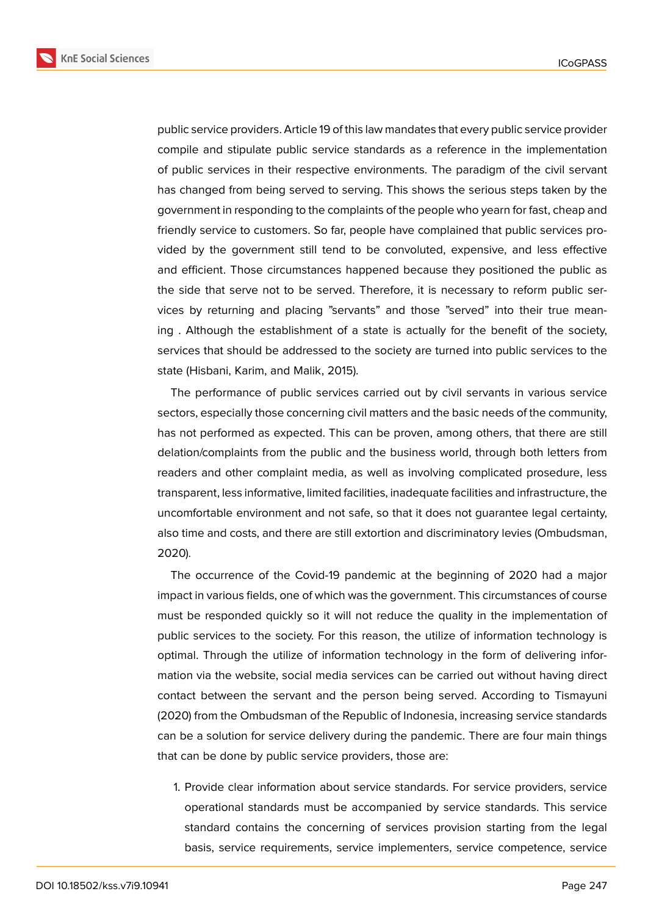public service providers. Article 19 of this law mandates that every public service provider compile and stipulate public service standards as a reference in the implementation of public services in their respective environments. The paradigm of the civil servant has changed from being served to serving. This shows the serious steps taken by the government in responding to the complaints of the people who yearn for fast, cheap and friendly service to customers. So far, people have complained that public services provided by the government still tend to be convoluted, expensive, and less effective and efficient. Those circumstances happened because they positioned the public as the side that serve not to be served. Therefore, it is necessary to reform public services by returning and placing "servants" and those "served" into their true meaning . Although the establishment of a state is actually for the benefit of the society, services that should be addressed to the society are turned into public services to the state (Hisbani, Karim, and Malik, 2015).

The performance of public services carried out by civil servants in various service sectors, especially those concerning civil matters and the basic needs of the community, has not performed as expected. This can be proven, among others, that there are still delation/complaints from the public and the business world, through both letters from readers and other complaint media, as well as involving complicated prosedure, less transparent, less informative, limited facilities, inadequate facilities and infrastructure, the uncomfortable environment and not safe, so that it does not guarantee legal certainty, also time and costs, and there are still extortion and discriminatory levies (Ombudsman, 2020).

The occurrence of the Covid-19 pandemic at the beginning of 2020 had a major impact in various fields, one of which was the government. This circumstances of course must be responded quickly so it will not reduce the quality in the implementation of public services to the society. For this reason, the utilize of information technology is optimal. Through the utilize of information technology in the form of delivering information via the website, social media services can be carried out without having direct contact between the servant and the person being served. According to Tismayuni (2020) from the Ombudsman of the Republic of Indonesia, increasing service standards can be a solution for service delivery during the pandemic. There are four main things that can be done by public service providers, those are:

1. Provide clear information about service standards. For service providers, service operational standards must be accompanied by service standards. This service standard contains the concerning of services provision starting from the legal basis, service requirements, service implementers, service competence, service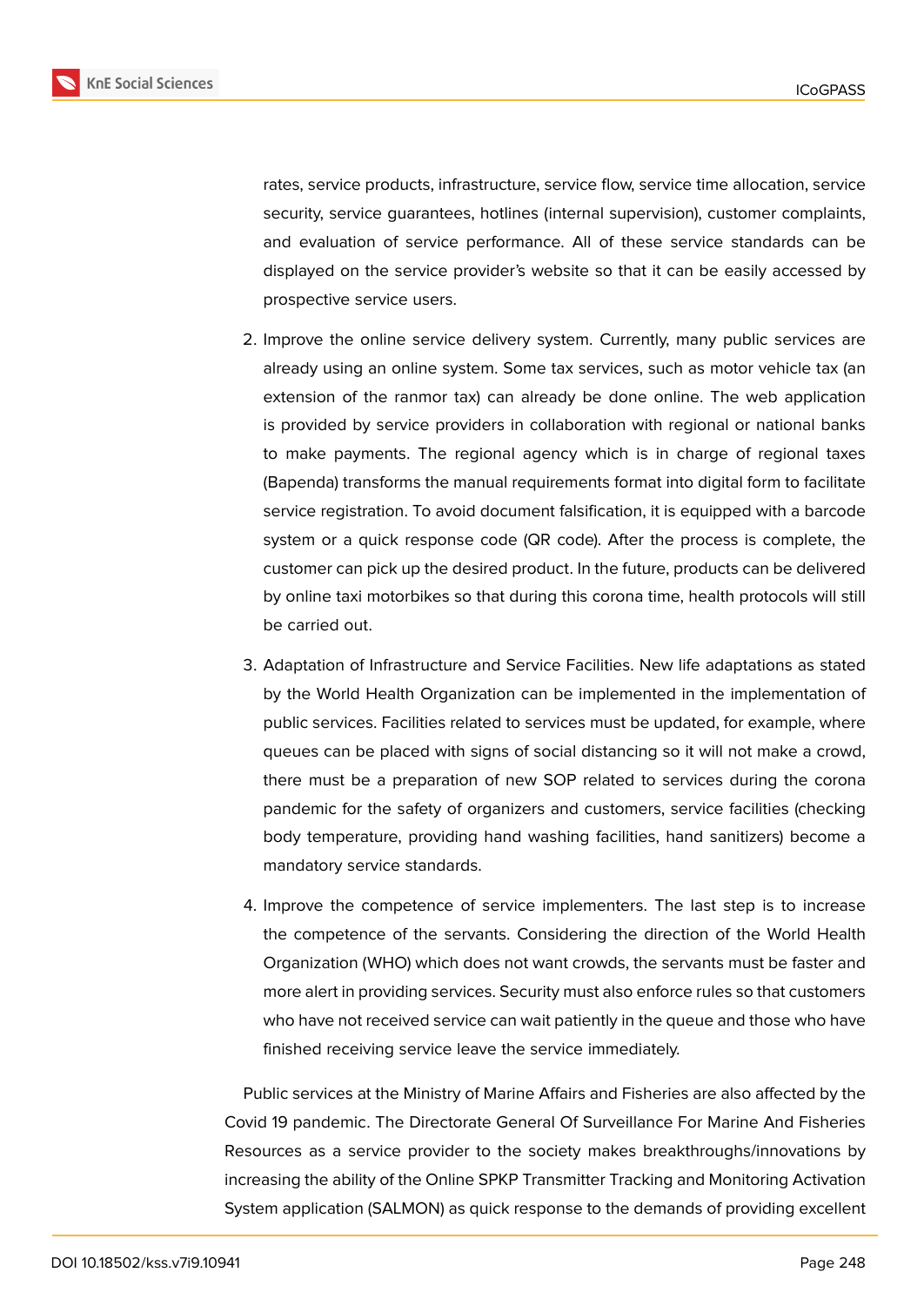rates, service products, infrastructure, service flow, service time allocation, service security, service guarantees, hotlines (internal supervision), customer complaints, and evaluation of service performance. All of these service standards can be displayed on the service provider's website so that it can be easily accessed by prospective service users.

2. Improve the online service delivery system. Currently, many public services are already using an online system. Some tax services, such as motor vehicle tax (an extension of the ranmor tax) can already be done online. The web application is provided by service providers in collaboration with regional or national banks to make payments. The regional agency which is in charge of regional taxes (Bapenda) transforms the manual requirements format into digital form to facilitate service registration. To avoid document falsification, it is equipped with a barcode system or a quick response code (QR code). After the process is complete, the customer can pick up the desired product. In the future, products can be delivered by online taxi motorbikes so that during this corona time, health protocols will still be carried out.

3. Adaptation of Infrastructure and Service Facilities. New life adaptations as stated by the World Health Organization can be implemented in the implementation of public services. Facilities related to services must be updated, for example, where queues can be placed with signs of social distancing so it will not make a crowd, there must be a preparation of new SOP related to services during the corona pandemic for the safety of organizers and customers, service facilities (checking body temperature, providing hand washing facilities, hand sanitizers) become a mandatory service standards.

4. Improve the competence of service implementers. The last step is to increase the competence of the servants. Considering the direction of the World Health Organization (WHO) which does not want crowds, the servants must be faster and more alert in providing services. Security must also enforce rules so that customers who have not received service can wait patiently in the queue and those who have finished receiving service leave the service immediately.

Public services at the Ministry of Marine Affairs and Fisheries are also affected by the Covid 19 pandemic. The Directorate General Of Surveillance For Marine And Fisheries Resources as a service provider to the society makes breakthroughs/innovations by increasing the ability of the Online SPKP Transmitter Tracking and Monitoring Activation System application (SALMON) as quick response to the demands of providing excellent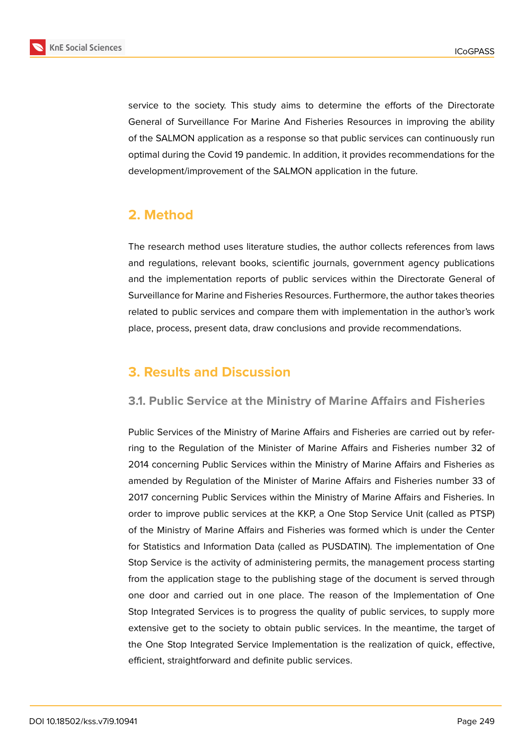service to the society. This study aims to determine the efforts of the Directorate General of Surveillance For Marine And Fisheries Resources in improving the ability of the SALMON application as a response so that public services can continuously run optimal during the Covid 19 pandemic. In addition, it provides recommendations for the development/improvement of the SALMON application in the future.

## 2. Method

The research method uses literature studies, the author collects references from laws and regulations, relevant books, scientific journals, government agency publications and the implementation reports of public services within the Directorate General of Surveillance for Marine and Fisheries Resources. Furthermore, the author takes theories related to public services and compare them with implementation in the author's work place, process, present data, draw conclusions and provide recommendations.

## 3. Results and Discussion

### 3.1. Public Service at the Ministry of Marine Affairs and Fisheries

Public Services of the Ministry of Marine Affairs and Fisheries are carried out by referring to the Regulation of the Minister of Marine Affairs and Fisheries number 32 of 2014 concerning Public Services within the Ministry of Marine Affairs and Fisheries as amended by Regulation of the Minister of Marine Affairs and Fisheries number 33 of 2017 concerning Public Services within the Ministry of Marine Affairs and Fisheries. In order to improve public services at the KKP, a One Stop Service Unit (called as PTSP) of the Ministry of Marine Affairs and Fisheries was formed which is under the Center for Statistics and Information Data (called as PUSDATIN). The implementation of One Stop Service is the activity of administering permits, the management process starting from the application stage to the publishing stage of the document is served through one door and carried out in one place. The reason of the Implementation of One Stop Integrated Services is to progress the quality of public services, to supply more extensive get to the society to obtain public services. In the meantime, the target of the One Stop Integrated Service Implementation is the realization of quick, effective, efficient, straightforward and definite public services.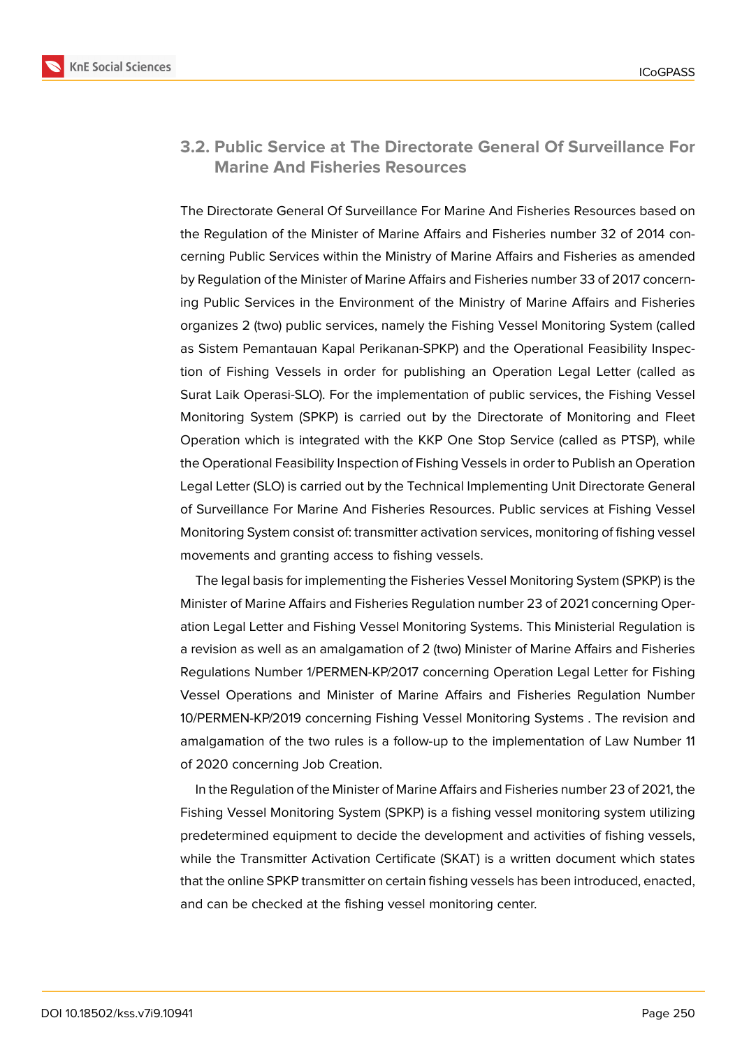### 3.2. Public Service at The Directorate General Of Surveillance For Marine And Fisheries Resources

The Directorate General Of Surveillance For Marine And Fisheries Resources based on the Regulation of the Minister of Marine Affairs and Fisheries number 32 of 2014 concerning Public Services within the Ministry of Marine Affairs and Fisheries as amended by Regulation of the Minister of Marine Affairs and Fisheries number 33 of 2017 concerning Public Services in the Environment of the Ministry of Marine Affairs and Fisheries organizes 2 (two) public services, namely the Fishing Vessel Monitoring System (called as Sistem Pemantauan Kapal Perikanan-SPKP) and the Operational Feasibility Inspection of Fishing Vessels in order for publishing an Operation Legal Letter (called as Surat Laik Operasi-SLO). For the implementation of public services, the Fishing Vessel Monitoring System (SPKP) is carried out by the Directorate of Monitoring and Fleet Operation which is integrated with the KKP One Stop Service (called as PTSP), while the Operational Feasibility Inspection of Fishing Vessels in order to Publish an Operation Legal Letter (SLO) is carried out by the Technical Implementing Unit Directorate General of Surveillance For Marine And Fisheries Resources. Public services at Fishing Vessel Monitoring System consist of: transmitter activation services, monitoring of fishing vessel movements and granting access to fishing vessels.

The legal basis for implementing the Fisheries Vessel Monitoring System (SPKP) is the Minister of Marine Affairs and Fisheries Regulation number 23 of 2021 concerning Operation Legal Letter and Fishing Vessel Monitoring Systems. This Ministerial Regulation is a revision as well as an amalgamation of 2 (two) Minister of Marine Affairs and Fisheries Regulations Number 1/PERMEN-KP/2017 concerning Operation Legal Letter for Fishing Vessel Operations and Minister of Marine Affairs and Fisheries Regulation Number 10/PERMEN-KP/2019 concerning Fishing Vessel Monitoring Systems . The revision and amalgamation of the two rules is a follow-up to the implementation of Law Number 11 of 2020 concerning Job Creation.

In the Regulation of the Minister of Marine Affairs and Fisheries number 23 of 2021, the Fishing Vessel Monitoring System (SPKP) is a fishing vessel monitoring system utilizing predetermined equipment to decide the development and activities of fishing vessels, while the Transmitter Activation Certificate (SKAT) is a written document which states that the online SPKP transmitter on certain fishing vessels has been introduced, enacted, and can be checked at the fishing vessel monitoring center.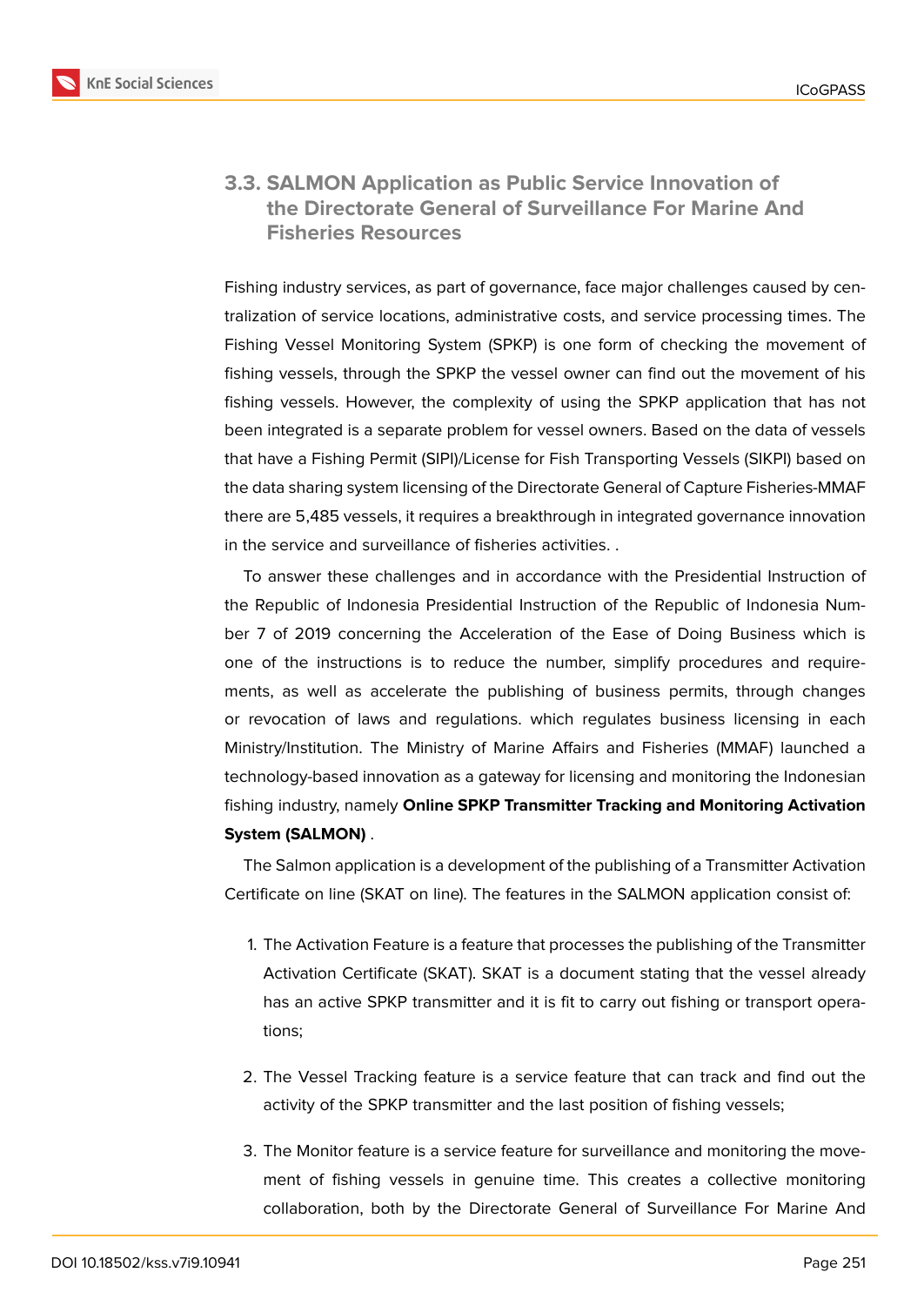### 3.3. SALMON Application as Public Service Innovation of the Directorate General of Surveillance For Marine And Fisheries Resources

Fishing industry services, as part of governance, face major challenges caused by centralization of service locations, administrative costs, and service processing times. The Fishing Vessel Monitoring System (SPKP) is one form of checking the movement of fishing vessels, through the SPKP the vessel owner can find out the movement of his fishing vessels. However, the complexity of using the SPKP application that has not been integrated is a separate problem for vessel owners. Based on the data of vessels that have a Fishing Permit (SIPI)/License for Fish Transporting Vessels (SIKPI) based on the data sharing system licensing of the Directorate General of Capture Fisheries-MMAF there are 5,485 vessels, it requires a breakthrough in integrated governance innovation in the service and surveillance of fisheries activities. .

To answer these challenges and in accordance with the Presidential Instruction of the Republic of Indonesia Presidential Instruction of the Republic of Indonesia Number 7 of 2019 concerning the Acceleration of the Ease of Doing Business which is one of the instructions is to reduce the number, simplify procedures and requirements, as well as accelerate the publishing of business permits, through changes or revocation of laws and regulations. which regulates business licensing in each Ministry/Institution. The Ministry of Marine Affairs and Fisheries (MMAF) launched a technology-based innovation as a gateway for licensing and monitoring the Indonesian fishing industry, namely **Online SPKP Transmitter Tracking and Monitoring Activation System (SALMON)** .

The Salmon application is a development of the publishing of a Transmitter Activation Certificate on line (SKAT on line). The features in the SALMON application consist of:

1. The Activation Feature is a feature that processes the publishing of the Transmitter Activation Certificate (SKAT). SKAT is a document stating that the vessel already has an active SPKP transmitter and it is fit to carry out fishing or transport operations;

2. The Vessel Tracking feature is a service feature that can track and find out the activity of the SPKP transmitter and the last position of fishing vessels;

3. The Monitor feature is a service feature for surveillance and monitoring the movement of fishing vessels in genuine time. This creates a collective monitoring collaboration, both by the Directorate General of Surveillance For Marine And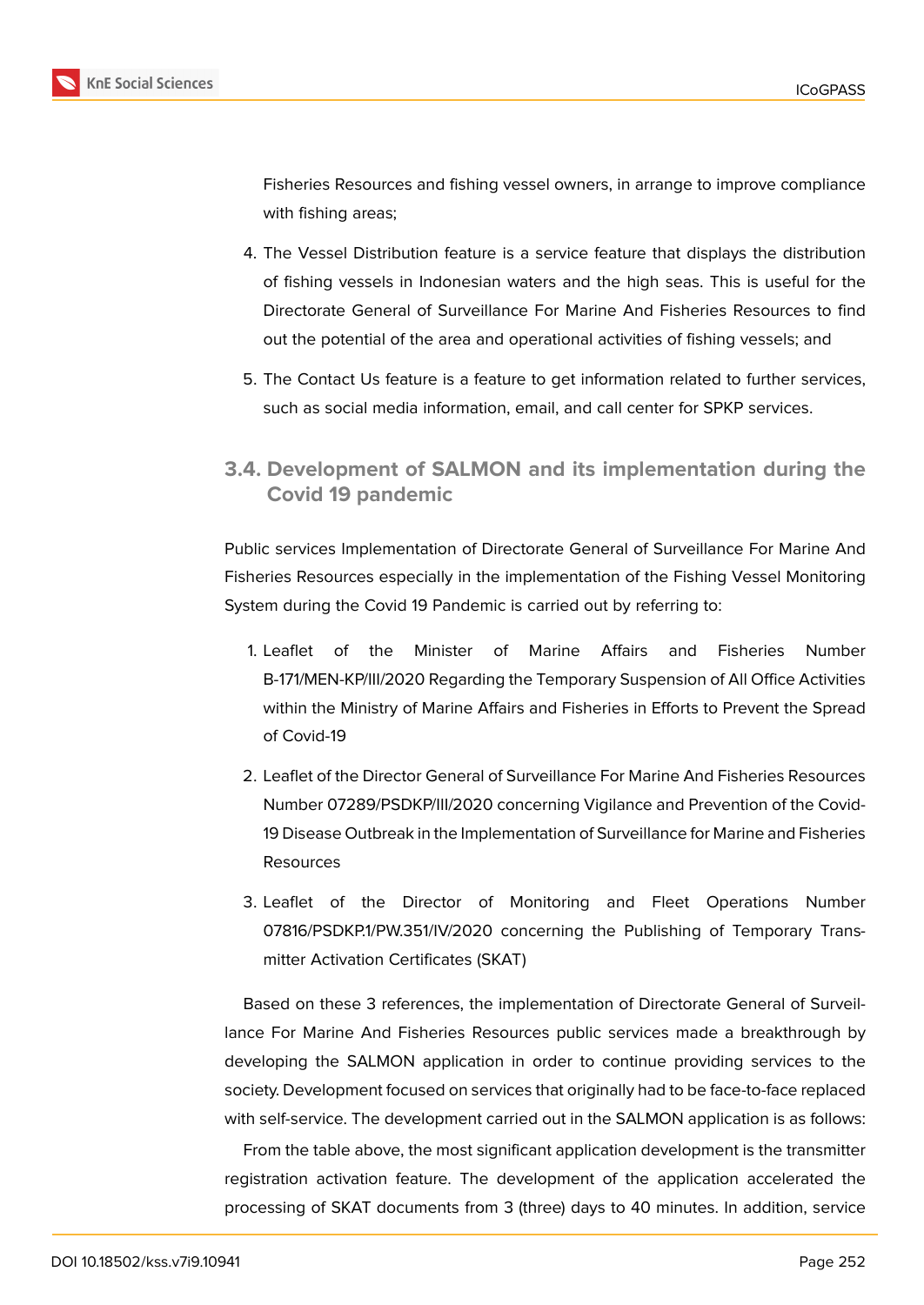Fisheries Resources and fishing vessel owners, in arrange to improve compliance with fishing areas;

4. The Vessel Distribution feature is a service feature that displays the distribution of fishing vessels in Indonesian waters and the high seas. This is useful for the Directorate General of Surveillance For Marine And Fisheries Resources to find out the potential of the area and operational activities of fishing vessels; and

5. The Contact Us feature is a feature to get information related to further services, such as social media information, email, and call center for SPKP services.

### 3.4. Development of SALMON and its implementation during the Covid 19 pandemic

Public services Implementation of Directorate General of Surveillance For Marine And Fisheries Resources especially in the implementation of the Fishing Vessel Monitoring System during the Covid 19 Pandemic is carried out by referring to:

1. Leaflet of the Minister of Marine Affairs and Fisheries Number B-171/MEN-KP/III/2020 Regarding the Temporary Suspension of All Office Activities within the Ministry of Marine Affairs and Fisheries in Efforts to Prevent the Spread of Covid-19

2. Leaflet of the Director General of Surveillance For Marine And Fisheries Resources Number 07289/PSDKP/III/2020 concerning Vigilance and Prevention of the Covid-19 Disease Outbreak in the Implementation of Surveillance for Marine and Fisheries Resources

3. Leaflet of the Director of Monitoring and Fleet Operations Number 07816/PSDKP.1/PW.351/IV/2020 concerning the Publishing of Temporary Transmitter Activation Certificates (SKAT)

Based on these 3 references, the implementation of Directorate General of Surveillance For Marine And Fisheries Resources public services made a breakthrough by developing the SALMON application in order to continue providing services to the society. Development focused on services that originally had to be face-to-face replaced with self-service. The development carried out in the SALMON application is as follows:

From the table above, the most significant application development is the transmitter registration activation feature. The development of the application accelerated the processing of SKAT documents from 3 (three) days to 40 minutes. In addition, service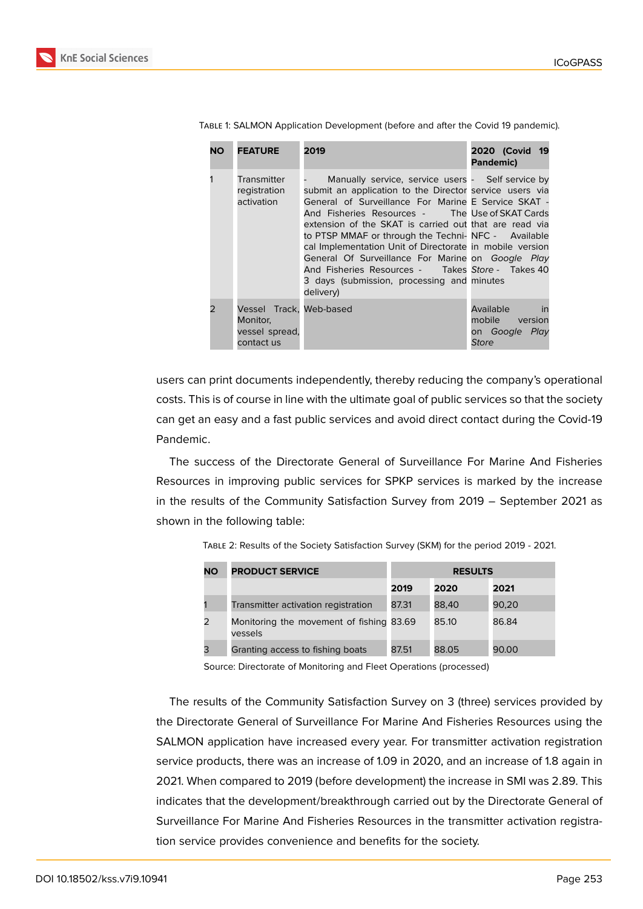TABLE 1: SALMON Application Development (before and after the Covid 19 pandemic).

| NO | FEATURE | 2019 | 2020 (Covid 19 Pandemic) |
|---|---|---|---|
| 1 | Transmitter registration activation | - Manually service, service users submit an application to the Director General of Surveillance For Marine And Fisheries Resources - The extension of the SKAT is carried out to PTSP MMAF or through the Technical Implementation Unit of Directorate General Of Surveillance For Marine And Fisheries Resources - Takes 3 days (submission, processing and delivery) | - Self service by service users via E Service SKAT - Use of SKAT Cards that are read via NFC - Available in mobile version on *Google Play Store* - Takes 40 minutes |
| 2 | Vessel Track, Monitor, vessel spread, contact us | Web-based | Available in mobile version on *Google Play Store* |

users can print documents independently, thereby reducing the company's operational costs. This is of course in line with the ultimate goal of public services so that the society can get an easy and a fast public services and avoid direct contact during the Covid-19 Pandemic.

The success of the Directorate General of Surveillance For Marine And Fisheries Resources in improving public services for SPKP services is marked by the increase in the results of the Community Satisfaction Survey from 2019 – September 2021 as shown in the following table:

TABLE 2: Results of the Society Satisfaction Survey (SKM) for the period 2019 - 2021.

| NO | PRODUCT SERVICE | RESULTS | | |
|---|---|---|---|---|
| | | 2019 | 2020 | 2021 |
| 1 | Transmitter activation registration | 87.31 | 88,40 | 90,20 |
| 2 | Monitoring the movement of fishing vessels | 83.69 | 85.10 | 86.84 |
| 3 | Granting access to fishing boats | 87.51 | 88.05 | 90.00 |

Source: Directorate of Monitoring and Fleet Operations (processed)

The results of the Community Satisfaction Survey on 3 (three) services provided by the Directorate General of Surveillance For Marine And Fisheries Resources using the SALMON application have increased every year. For transmitter activation registration service products, there was an increase of 1.09 in 2020, and an increase of 1.8 again in 2021. When compared to 2019 (before development) the increase in SMI was 2.89. This indicates that the development/breakthrough carried out by the Directorate General of Surveillance For Marine And Fisheries Resources in the transmitter activation registration service provides convenience and benefits for the society.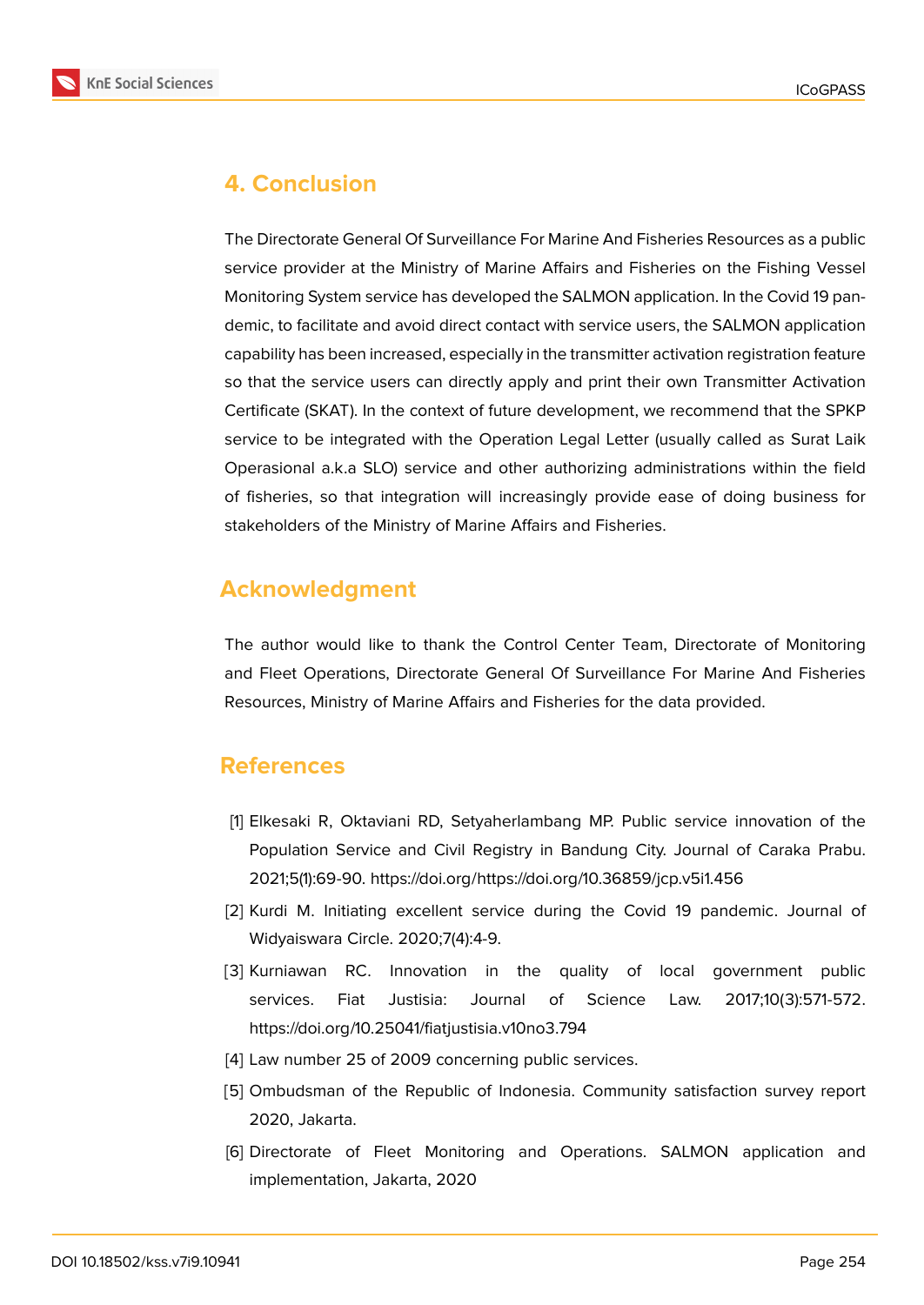## 4. Conclusion

The Directorate General Of Surveillance For Marine And Fisheries Resources as a public service provider at the Ministry of Marine Affairs and Fisheries on the Fishing Vessel Monitoring System service has developed the SALMON application. In the Covid 19 pandemic, to facilitate and avoid direct contact with service users, the SALMON application capability has been increased, especially in the transmitter activation registration feature so that the service users can directly apply and print their own Transmitter Activation Certificate (SKAT). In the context of future development, we recommend that the SPKP service to be integrated with the Operation Legal Letter (usually called as Surat Laik Operasional a.k.a SLO) service and other authorizing administrations within the field of fisheries, so that integration will increasingly provide ease of doing business for stakeholders of the Ministry of Marine Affairs and Fisheries.

## Acknowledgment

The author would like to thank the Control Center Team, Directorate of Monitoring and Fleet Operations, Directorate General Of Surveillance For Marine And Fisheries Resources, Ministry of Marine Affairs and Fisheries for the data provided.

## References

[1] Elkesaki R, Oktaviani RD, Setyaherlambang MP. Public service innovation of the Population Service and Civil Registry in Bandung City. Journal of Caraka Prabu. 2021;5(1):69-90. https://doi.org/https://doi.org/10.36859/jcp.v5i1.456

[2] Kurdi M. Initiating excellent service during the Covid 19 pandemic. Journal of Widyaiswara Circle. 2020;7(4):4-9.

[3] Kurniawan RC. Innovation in the quality of local government public services. Fiat Justisia: Journal of Science Law. 2017;10(3):571-572. https://doi.org/10.25041/fiatjustisia.v10no3.794

[4] Law number 25 of 2009 concerning public services.

[5] Ombudsman of the Republic of Indonesia. Community satisfaction survey report 2020, Jakarta.

[6] Directorate of Fleet Monitoring and Operations. SALMON application and implementation, Jakarta, 2020